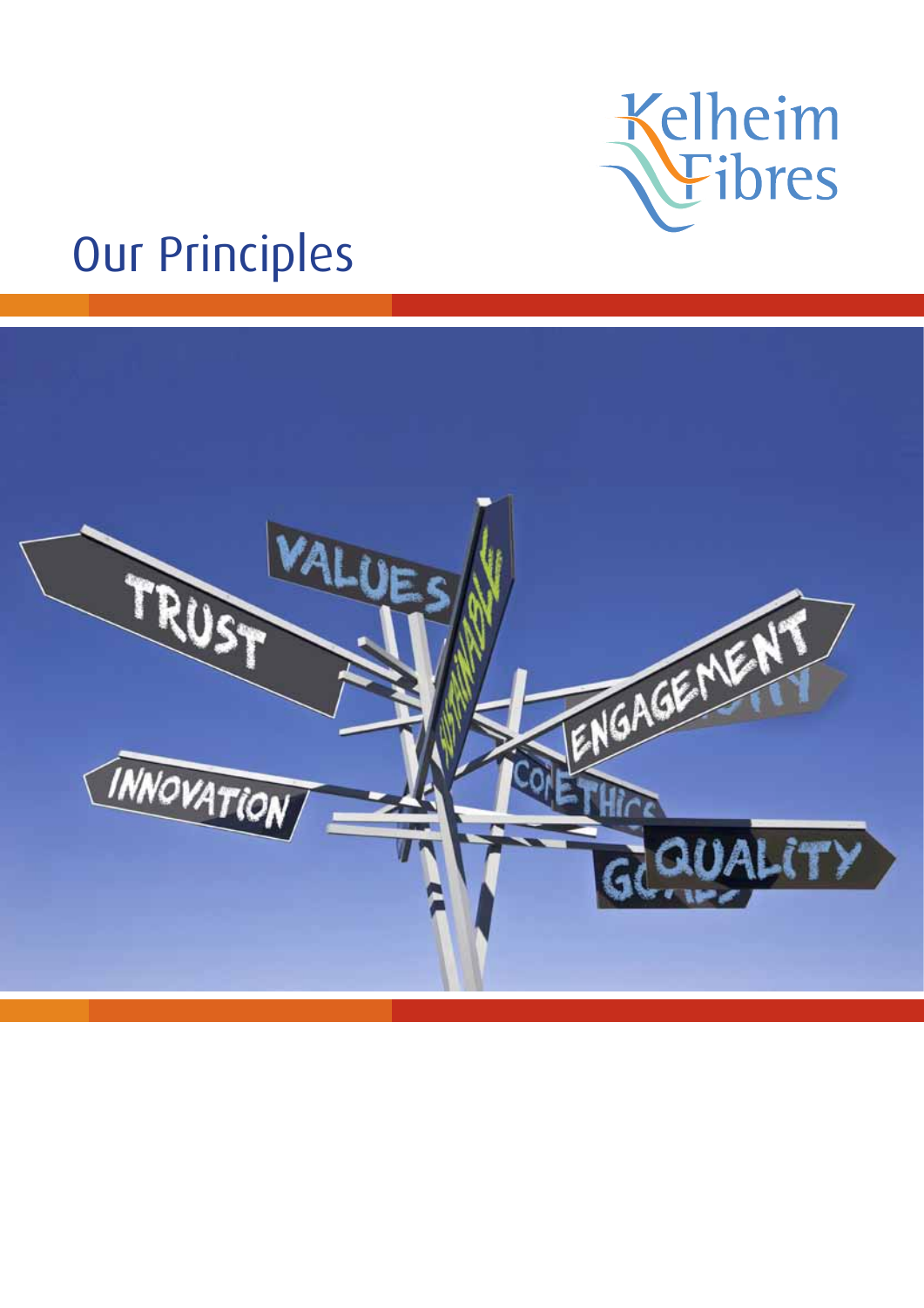Kelheim Fibres

# Our Principles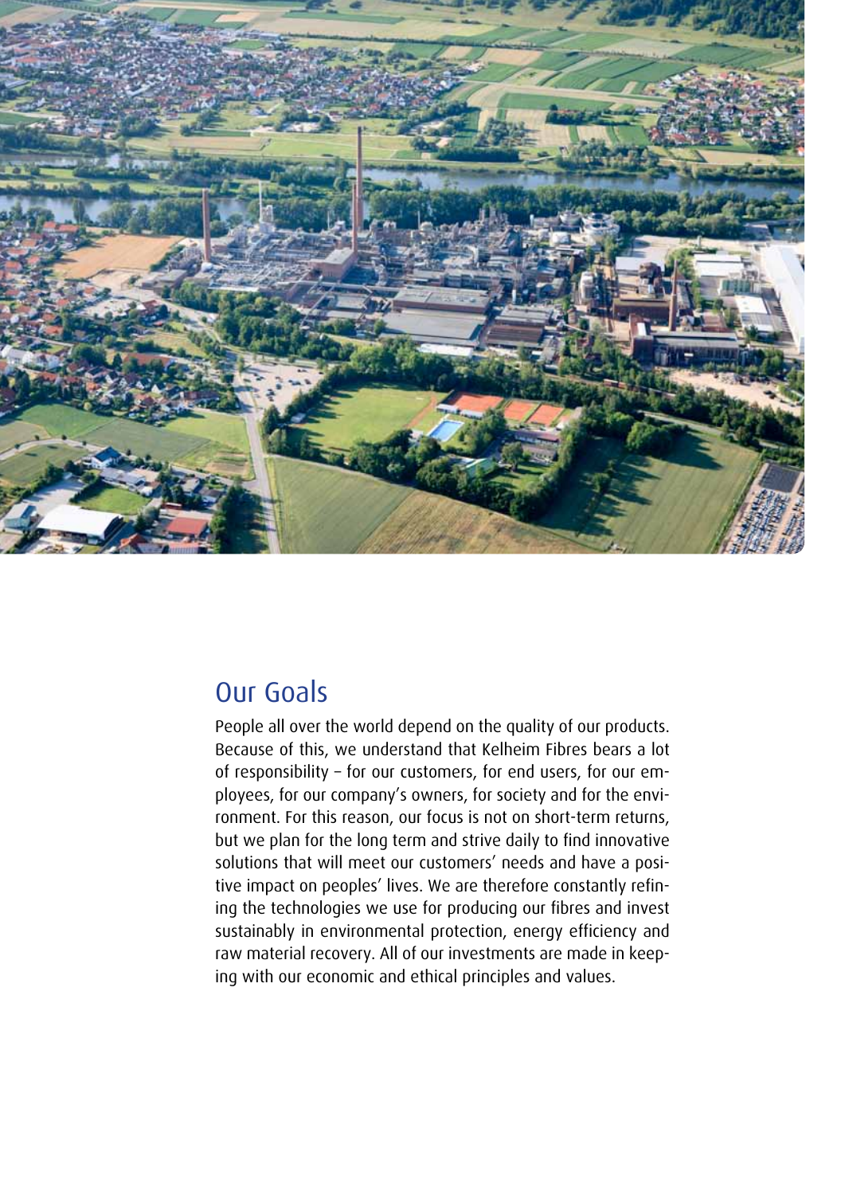## Our Goals

People all over the world depend on the quality of our products. Because of this, we understand that Kelheim Fibres bears a lot of responsibility – for our customers, for end users, for our employees, for our company's owners, for society and for the environment. For this reason, our focus is not on short-term returns, but we plan for the long term and strive daily to find innovative solutions that will meet our customers' needs and have a positive impact on peoples' lives. We are therefore constantly refining the technologies we use for producing our fibres and invest sustainably in environmental protection, energy efficiency and raw material recovery. All of our investments are made in keeping with our economic and ethical principles and values.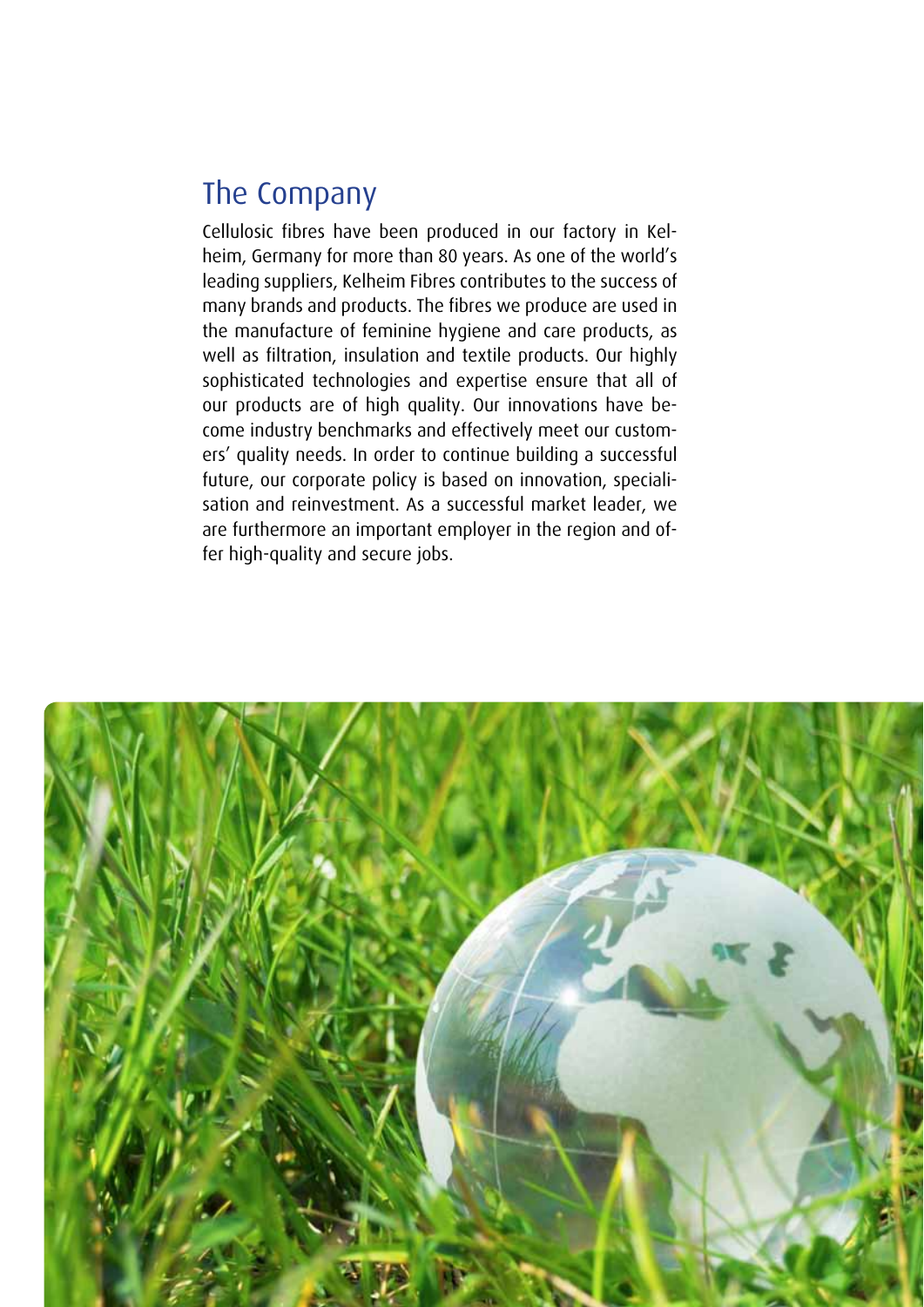# The Company

Cellulosic fibres have been produced in our factory in Kelheim, Germany for more than 80 years. As one of the world's leading suppliers, Kelheim Fibres contributes to the success of many brands and products. The fibres we produce are used in the manufacture of feminine hygiene and care products, as well as filtration, insulation and textile products. Our highly sophisticated technologies and expertise ensure that all of our products are of high quality. Our innovations have become industry benchmarks and effectively meet our customers' quality needs. In order to continue building a successful future, our corporate policy is based on innovation, specialisation and reinvestment. As a successful market leader, we are furthermore an important employer in the region and offer high-quality and secure jobs.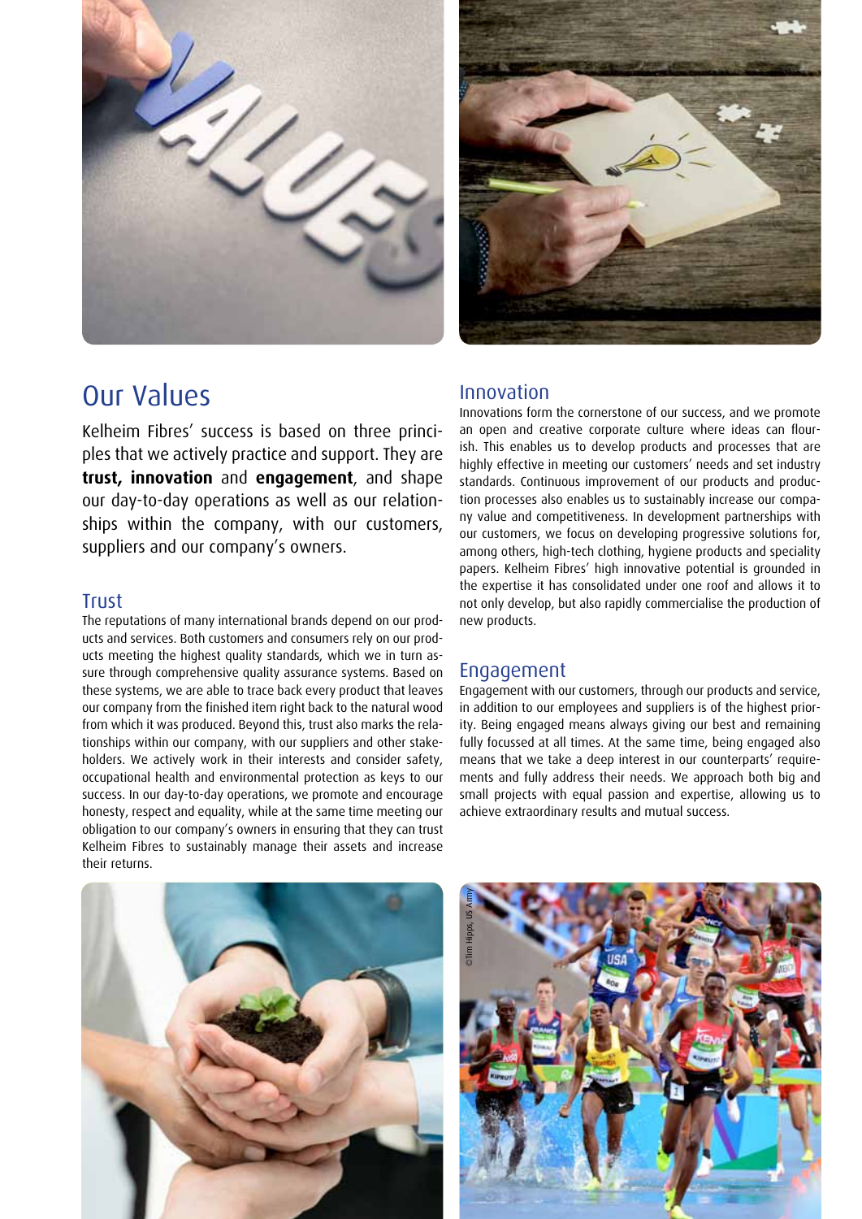# Our Values

Kelheim Fibres' success is based on three principles that we actively practice and support. They are **trust, innovation** and **engagement**, and shape our day-to-day operations as well as our relationships within the company, with our customers, suppliers and our company's owners.

## Trust

The reputations of many international brands depend on our products and services. Both customers and consumers rely on our products meeting the highest quality standards, which we in turn assure through comprehensive quality assurance systems. Based on these systems, we are able to trace back every product that leaves our company from the finished item right back to the natural wood from which it was produced. Beyond this, trust also marks the relationships within our company, with our suppliers and other stakeholders. We actively work in their interests and consider safety, occupational health and environmental protection as keys to our success. In our day-to-day operations, we promote and encourage honesty, respect and equality, while at the same time meeting our obligation to our company's owners in ensuring that they can trust Kelheim Fibres to sustainably manage their assets and increase their returns.

## Innovation

Innovations form the cornerstone of our success, and we promote an open and creative corporate culture where ideas can flourish. This enables us to develop products and processes that are highly effective in meeting our customers' needs and set industry standards. Continuous improvement of our products and production processes also enables us to sustainably increase our company value and competitiveness. In development partnerships with our customers, we focus on developing progressive solutions for, among others, high-tech clothing, hygiene products and speciality papers. Kelheim Fibres' high innovative potential is grounded in the expertise it has consolidated under one roof and allows it to not only develop, but also rapidly commercialise the production of new products.

## Engagement

Engagement with our customers, through our products and service, in addition to our employees and suppliers is of the highest priority. Being engaged means always giving our best and remaining fully focussed at all times. At the same time, being engaged also means that we take a deep interest in our counterparts' requirements and fully address their needs. We approach both big and small projects with equal passion and expertise, allowing us to achieve extraordinary results and mutual success.

©Tim Hipps, US Army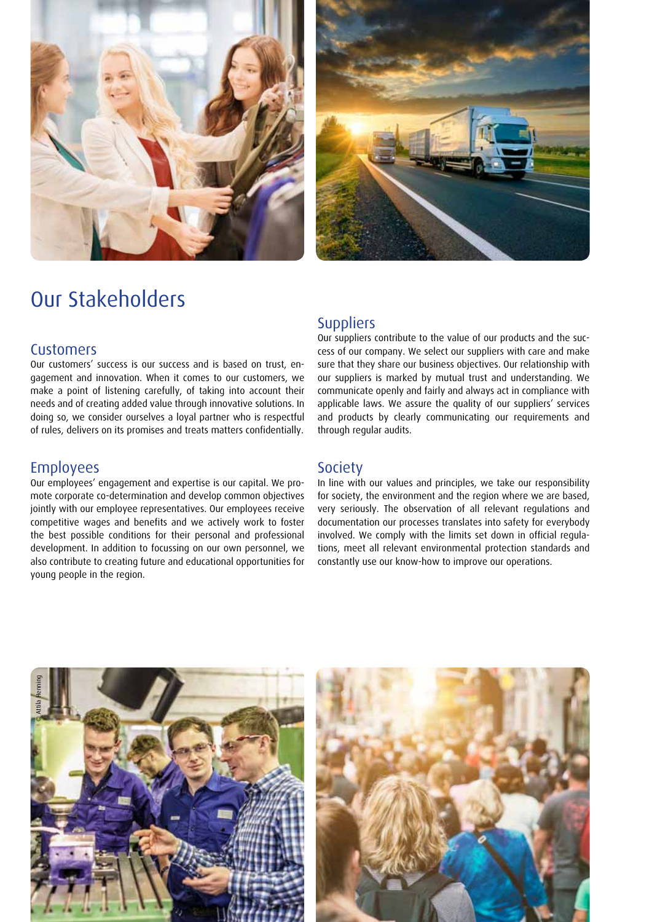# Our Stakeholders

## Customers

Our customers' success is our success and is based on trust, engagement and innovation. When it comes to our customers, we make a point of listening carefully, of taking into account their needs and of creating added value through innovative solutions. In doing so, we consider ourselves a loyal partner who is respectful of rules, delivers on its promises and treats matters confidentially.

## Employees

Our employees' engagement and expertise is our capital. We promote corporate co-determination and develop common objectives jointly with our employee representatives. Our employees receive competitive wages and benefits and we actively work to foster the best possible conditions for their personal and professional development. In addition to focussing on our own personnel, we also contribute to creating future and educational opportunities for young people in the region.

## Suppliers

Our suppliers contribute to the value of our products and the success of our company. We select our suppliers with care and make sure that they share our business objectives. Our relationship with our suppliers is marked by mutual trust and understanding. We communicate openly and fairly and always act in compliance with applicable laws. We assure the quality of our suppliers' services and products by clearly communicating our requirements and through regular audits.

## Society

In line with our values and principles, we take our responsibility for society, the environment and the region where we are based, very seriously. The observation of all relevant regulations and documentation our processes translates into safety for everybody involved. We comply with the limits set down in official regulations, meet all relevant environmental protection standards and constantly use our know-how to improve our operations.

© Attila Henning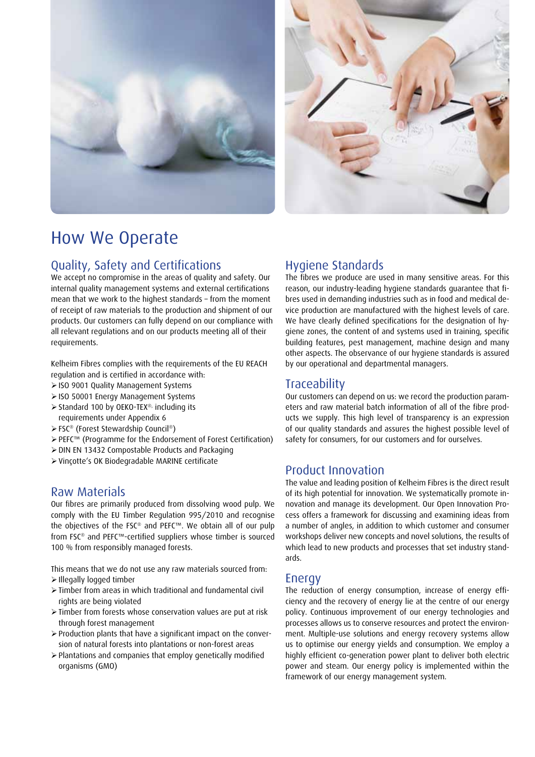# How We Operate

## Quality, Safety and Certifications

We accept no compromise in the areas of quality and safety. Our internal quality management systems and external certifications mean that we work to the highest standards – from the moment of receipt of raw materials to the production and shipment of our products. Our customers can fully depend on our compliance with all relevant regulations and on our products meeting all of their requirements.

Kelheim Fibres complies with the requirements of the EU REACH regulation and is certified in accordance with:

- ISO 9001 Quality Management Systems
- ISO 50001 Energy Management Systems
- Standard 100 by OEKO-TEX®, including its requirements under Appendix 6
- FSC® (Forest Stewardship Council®)
- PEFC™ (Programme for the Endorsement of Forest Certification)
- DIN EN 13432 Compostable Products and Packaging
- Vinçotte's OK Biodegradable MARINE certificate

## Raw Materials

Our fibres are primarily produced from dissolving wood pulp. We comply with the EU Timber Regulation 995/2010 and recognise the objectives of the FSC® and PEFC™. We obtain all of our pulp from FSC® and PEFC™-certified suppliers whose timber is sourced 100 % from responsibly managed forests.

This means that we do not use any raw materials sourced from:

- Illegally logged timber
- Timber from areas in which traditional and fundamental civil rights are being violated
- Timber from forests whose conservation values are put at risk through forest management
- Production plants that have a significant impact on the conversion of natural forests into plantations or non-forest areas
- Plantations and companies that employ genetically modified organisms (GMO)

## Hygiene Standards

The fibres we produce are used in many sensitive areas. For this reason, our industry-leading hygiene standards guarantee that fibres used in demanding industries such as in food and medical device production are manufactured with the highest levels of care. We have clearly defined specifications for the designation of hygiene zones, the content of and systems used in training, specific building features, pest management, machine design and many other aspects. The observance of our hygiene standards is assured by our operational and departmental managers.

## Traceability

Our customers can depend on us: we record the production parameters and raw material batch information of all of the fibre products we supply. This high level of transparency is an expression of our quality standards and assures the highest possible level of safety for consumers, for our customers and for ourselves.

## Product Innovation

The value and leading position of Kelheim Fibres is the direct result of its high potential for innovation. We systematically promote innovation and manage its development. Our Open Innovation Process offers a framework for discussing and examining ideas from a number of angles, in addition to which customer and consumer workshops deliver new concepts and novel solutions, the results of which lead to new products and processes that set industry standards.

## Energy

The reduction of energy consumption, increase of energy efficiency and the recovery of energy lie at the centre of our energy policy. Continuous improvement of our energy technologies and processes allows us to conserve resources and protect the environment. Multiple-use solutions and energy recovery systems allow us to optimise our energy yields and consumption. We employ a highly efficient co-generation power plant to deliver both electric power and steam. Our energy policy is implemented within the framework of our energy management system.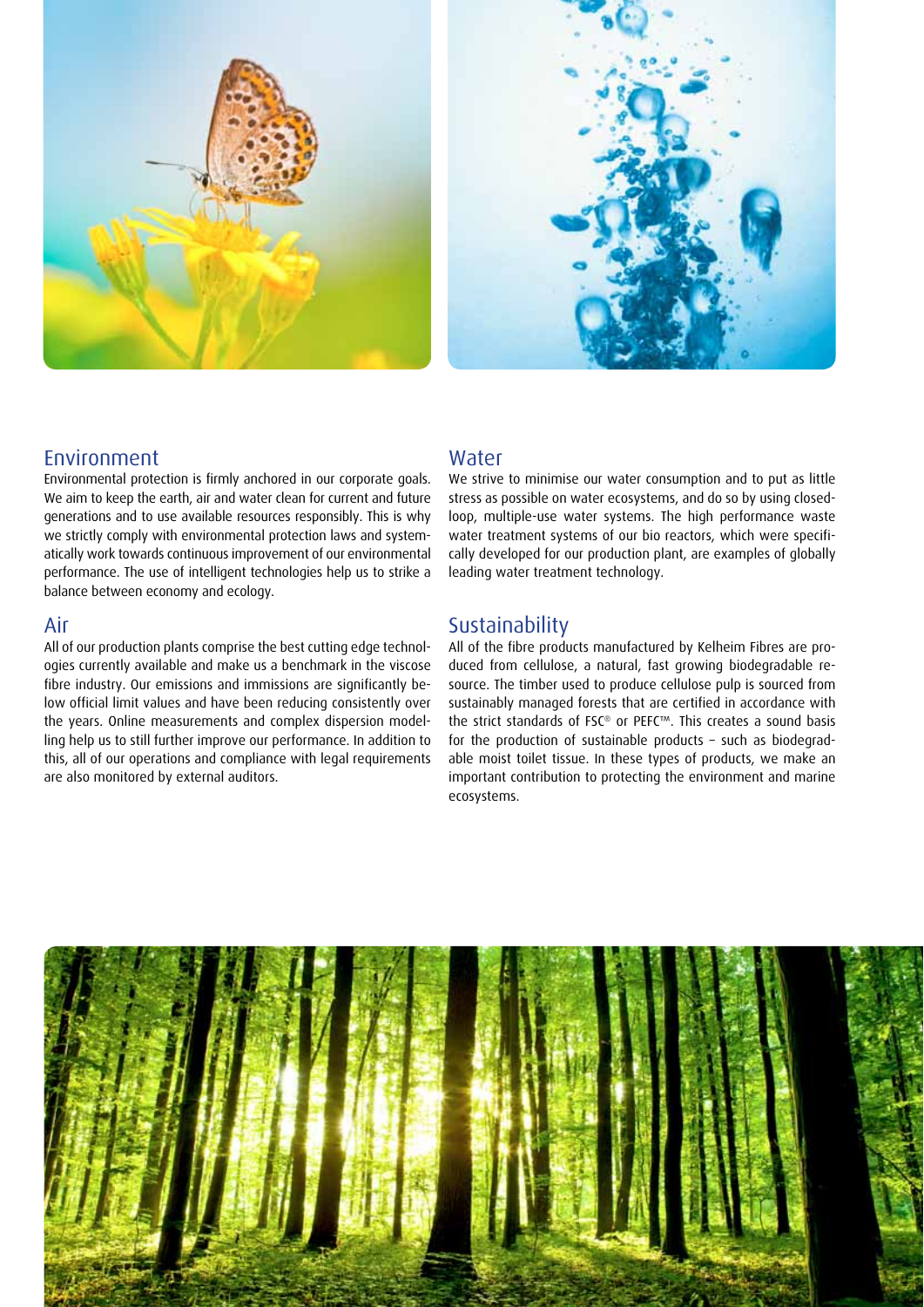## Environment

Environmental protection is firmly anchored in our corporate goals. We aim to keep the earth, air and water clean for current and future generations and to use available resources responsibly. This is why we strictly comply with environmental protection laws and systematically work towards continuous improvement of our environmental performance. The use of intelligent technologies help us to strike a balance between economy and ecology.

## Air

All of our production plants comprise the best cutting edge technologies currently available and make us a benchmark in the viscose fibre industry. Our emissions and immissions are significantly below official limit values and have been reducing consistently over the years. Online measurements and complex dispersion modelling help us to still further improve our performance. In addition to this, all of our operations and compliance with legal requirements are also monitored by external auditors.

## Water

We strive to minimise our water consumption and to put as little stress as possible on water ecosystems, and do so by using closed-loop, multiple-use water systems. The high performance waste water treatment systems of our bio reactors, which were specifically developed for our production plant, are examples of globally leading water treatment technology.

## Sustainability

All of the fibre products manufactured by Kelheim Fibres are produced from cellulose, a natural, fast growing biodegradable resource. The timber used to produce cellulose pulp is sourced from sustainably managed forests that are certified in accordance with the strict standards of FSC® or PEFC™. This creates a sound basis for the production of sustainable products – such as biodegradable moist toilet tissue. In these types of products, we make an important contribution to protecting the environment and marine ecosystems.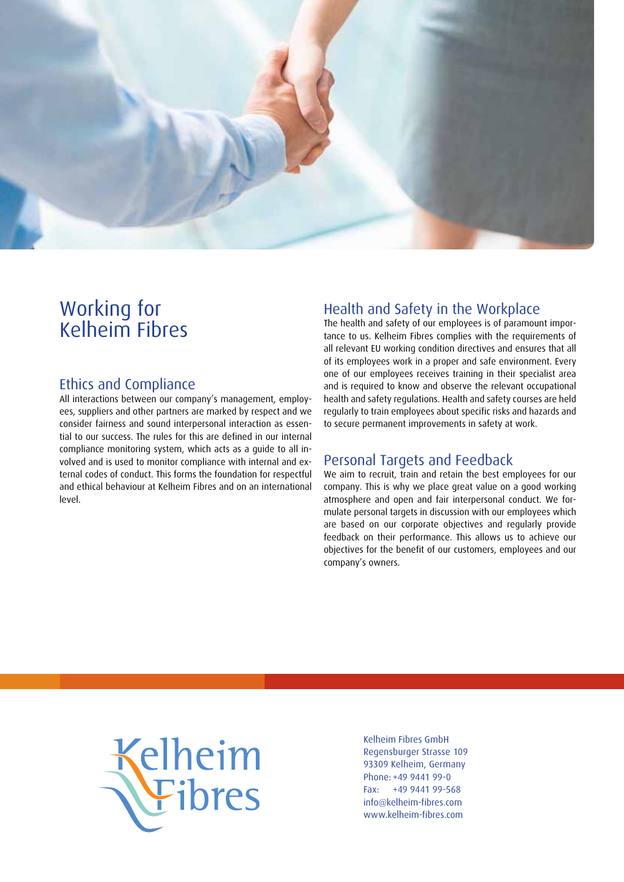# Working for Kelheim Fibres

## Ethics and Compliance

All interactions between our company's management, employees, suppliers and other partners are marked by respect and we consider fairness and sound interpersonal interaction as essential to our success. The rules for this are defined in our internal compliance monitoring system, which acts as a guide to all involved and is used to monitor compliance with internal and external codes of conduct. This forms the foundation for respectful and ethical behaviour at Kelheim Fibres and on an international level.

## Health and Safety in the Workplace

The health and safety of our employees is of paramount importance to us. Kelheim Fibres complies with the requirements of all relevant EU working condition directives and ensures that all of its employees work in a proper and safe environment. Every one of our employees receives training in their specialist area and is required to know and observe the relevant occupational health and safety regulations. Health and safety courses are held regularly to train employees about specific risks and hazards and to secure permanent improvements in safety at work.

## Personal Targets and Feedback

We aim to recruit, train and retain the best employees for our company. This is why we place great value on a good working atmosphere and open and fair interpersonal conduct. We formulate personal targets in discussion with our employees which are based on our corporate objectives and regularly provide feedback on their performance. This allows us to achieve our objectives for the benefit of our customers, employees and our company's owners.

Kelheim Fibres

Kelheim Fibres GmbH
Regensburger Strasse 109
93309 Kelheim, Germany
Phone: +49 9441 99-0
Fax: +49 9441 99-568
info@kelheim-fibres.com
www.kelheim-fibres.com